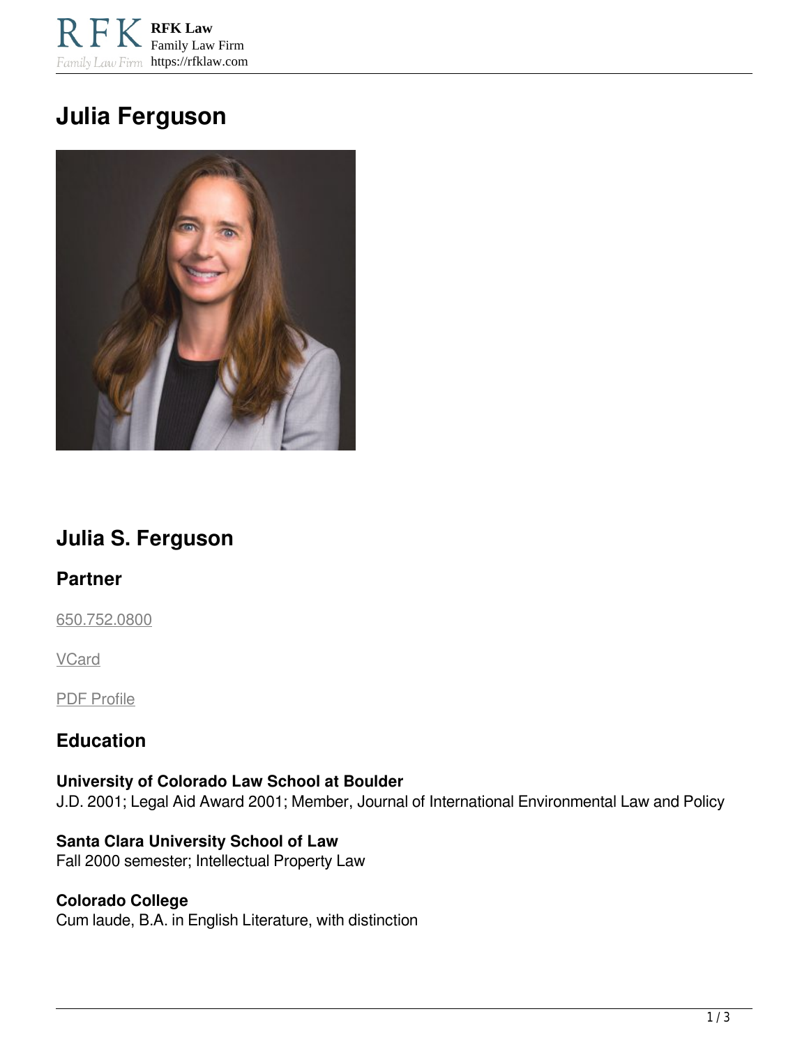# Julia Ferguson

## Julia S. Ferguson

### Partner

650.752.0800

VCard

PDF Profile

### Education

**University of Colorado Law School at Boulder**
J.D. 2001; Legal Aid Award 2001; Member, Journal of International Environmental Law and Policy

**Santa Clara University School of Law**
Fall 2000 semester; Intellectual Property Law

**Colorado College**
Cum laude, B.A. in English Literature, with distinction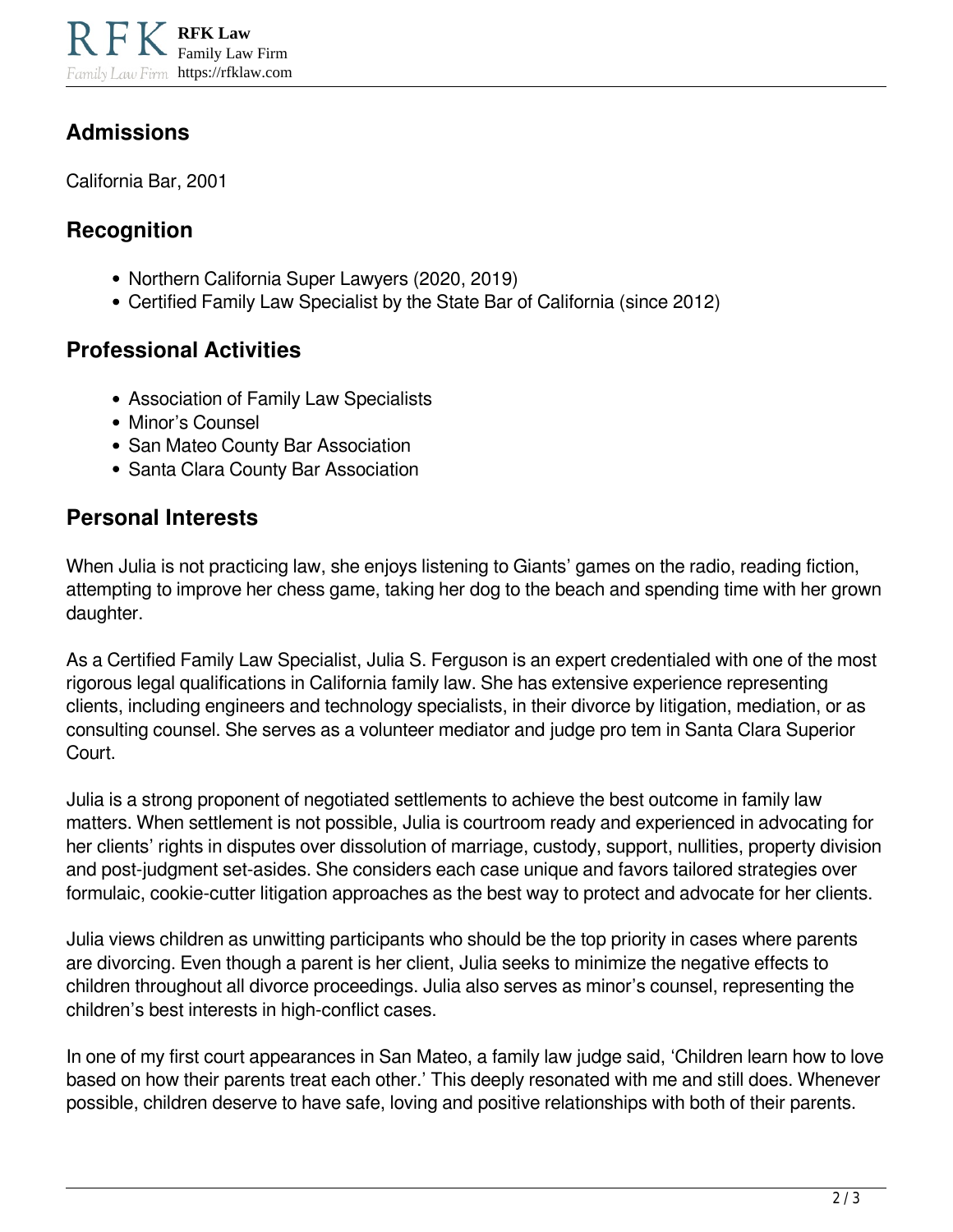## Admissions

California Bar, 2001

## Recognition

- Northern California Super Lawyers (2020, 2019)
- Certified Family Law Specialist by the State Bar of California (since 2012)

## Professional Activities

- Association of Family Law Specialists
- Minor's Counsel
- San Mateo County Bar Association
- Santa Clara County Bar Association

## Personal Interests

When Julia is not practicing law, she enjoys listening to Giants' games on the radio, reading fiction, attempting to improve her chess game, taking her dog to the beach and spending time with her grown daughter.

As a Certified Family Law Specialist, Julia S. Ferguson is an expert credentialed with one of the most rigorous legal qualifications in California family law. She has extensive experience representing clients, including engineers and technology specialists, in their divorce by litigation, mediation, or as consulting counsel. She serves as a volunteer mediator and judge pro tem in Santa Clara Superior Court.

Julia is a strong proponent of negotiated settlements to achieve the best outcome in family law matters. When settlement is not possible, Julia is courtroom ready and experienced in advocating for her clients' rights in disputes over dissolution of marriage, custody, support, nullities, property division and post-judgment set-asides. She considers each case unique and favors tailored strategies over formulaic, cookie-cutter litigation approaches as the best way to protect and advocate for her clients.

Julia views children as unwitting participants who should be the top priority in cases where parents are divorcing. Even though a parent is her client, Julia seeks to minimize the negative effects to children throughout all divorce proceedings. Julia also serves as minor's counsel, representing the children's best interests in high-conflict cases.

In one of my first court appearances in San Mateo, a family law judge said, 'Children learn how to love based on how their parents treat each other.' This deeply resonated with me and still does. Whenever possible, children deserve to have safe, loving and positive relationships with both of their parents.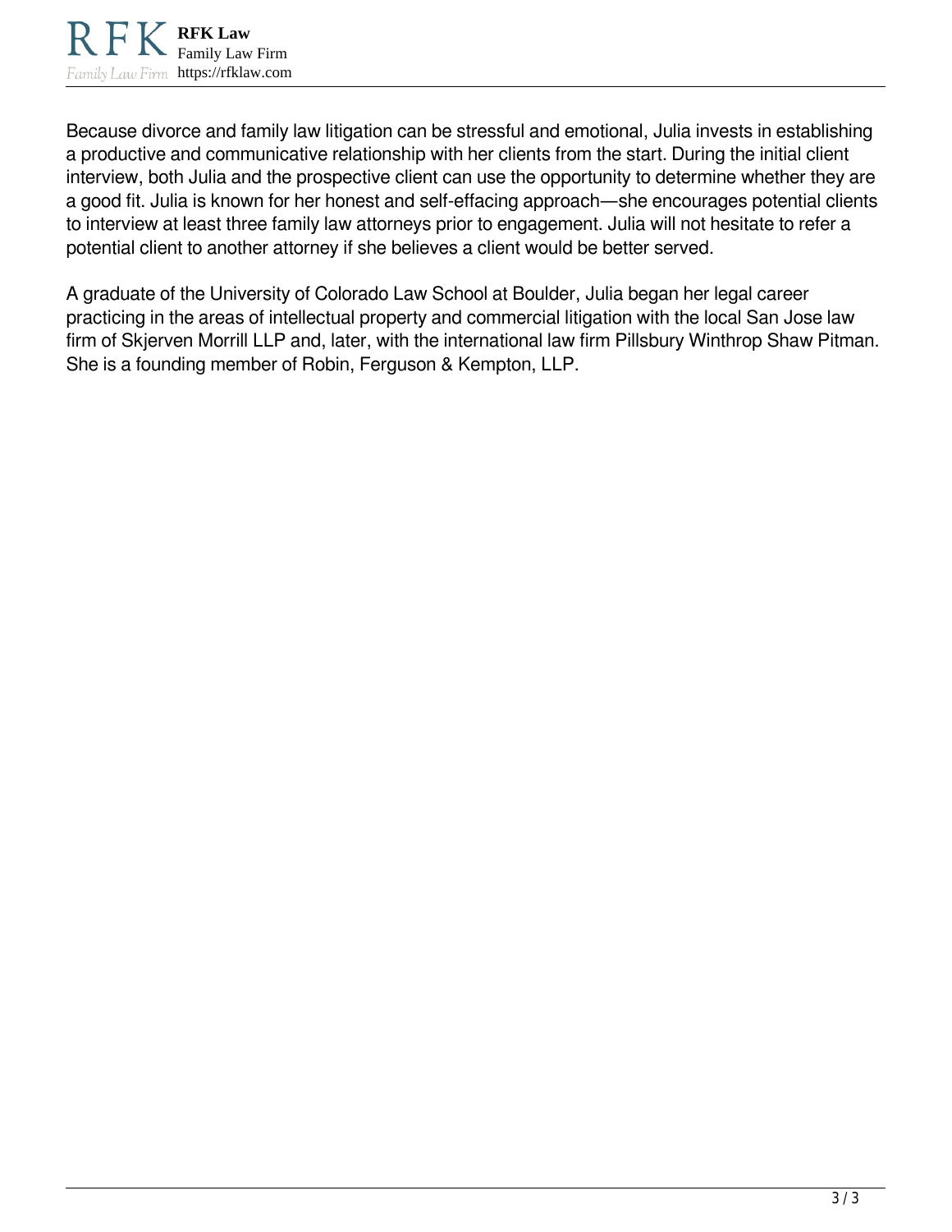Because divorce and family law litigation can be stressful and emotional, Julia invests in establishing a productive and communicative relationship with her clients from the start. During the initial client interview, both Julia and the prospective client can use the opportunity to determine whether they are a good fit. Julia is known for her honest and self-effacing approach—she encourages potential clients to interview at least three family law attorneys prior to engagement. Julia will not hesitate to refer a potential client to another attorney if she believes a client would be better served.

A graduate of the University of Colorado Law School at Boulder, Julia began her legal career practicing in the areas of intellectual property and commercial litigation with the local San Jose law firm of Skjerven Morrill LLP and, later, with the international law firm Pillsbury Winthrop Shaw Pitman. She is a founding member of Robin, Ferguson & Kempton, LLP.